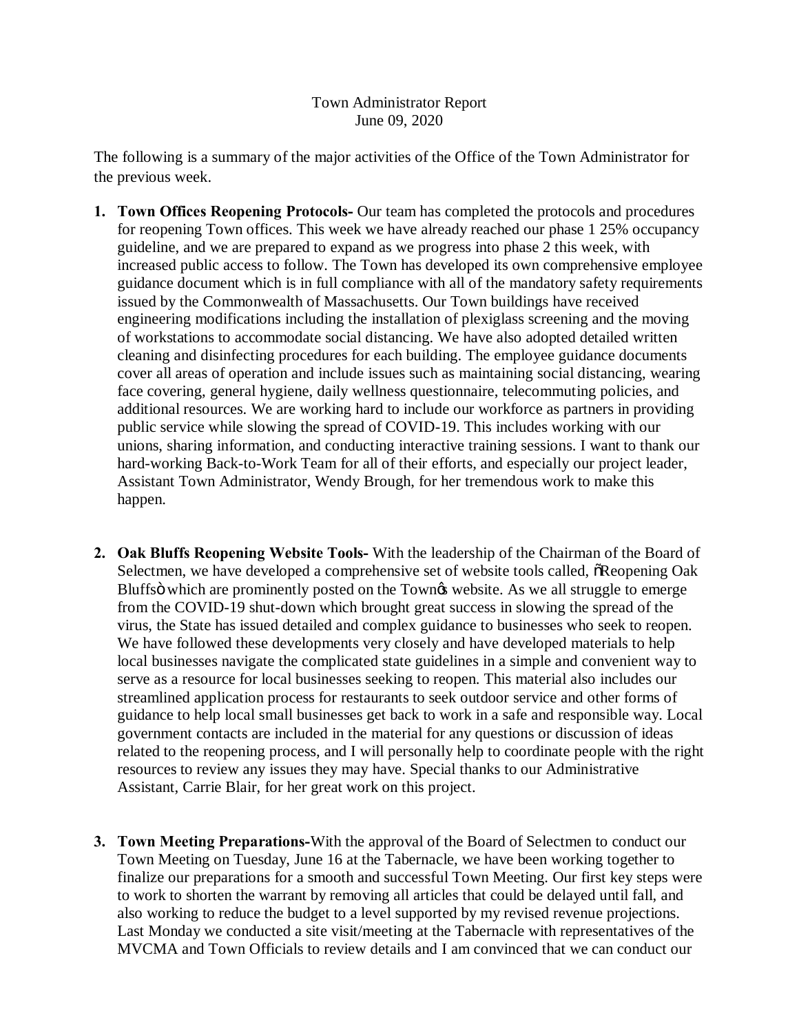Town Administrator Report
June 09, 2020

The following is a summary of the major activities of the Office of the Town Administrator for the previous week.

1. **Town Offices Reopening Protocols-** Our team has completed the protocols and procedures for reopening Town offices. This week we have already reached our phase 1 25% occupancy guideline, and we are prepared to expand as we progress into phase 2 this week, with increased public access to follow. The Town has developed its own comprehensive employee guidance document which is in full compliance with all of the mandatory safety requirements issued by the Commonwealth of Massachusetts. Our Town buildings have received engineering modifications including the installation of plexiglass screening and the moving of workstations to accommodate social distancing. We have also adopted detailed written cleaning and disinfecting procedures for each building. The employee guidance documents cover all areas of operation and include issues such as maintaining social distancing, wearing face covering, general hygiene, daily wellness questionnaire, telecommuting policies, and additional resources. We are working hard to include our workforce as partners in providing public service while slowing the spread of COVID-19. This includes working with our unions, sharing information, and conducting interactive training sessions. I want to thank our hard-working Back-to-Work Team for all of their efforts, and especially our project leader, Assistant Town Administrator, Wendy Brough, for her tremendous work to make this happen.

2. **Oak Bluffs Reopening Website Tools-** With the leadership of the Chairman of the Board of Selectmen, we have developed a comprehensive set of website tools called, "Reopening Oak Bluffs" which are prominently posted on the Town's website. As we all struggle to emerge from the COVID-19 shut-down which brought great success in slowing the spread of the virus, the State has issued detailed and complex guidance to businesses who seek to reopen. We have followed these developments very closely and have developed materials to help local businesses navigate the complicated state guidelines in a simple and convenient way to serve as a resource for local businesses seeking to reopen. This material also includes our streamlined application process for restaurants to seek outdoor service and other forms of guidance to help local small businesses get back to work in a safe and responsible way. Local government contacts are included in the material for any questions or discussion of ideas related to the reopening process, and I will personally help to coordinate people with the right resources to review any issues they may have. Special thanks to our Administrative Assistant, Carrie Blair, for her great work on this project.

3. **Town Meeting Preparations-**With the approval of the Board of Selectmen to conduct our Town Meeting on Tuesday, June 16 at the Tabernacle, we have been working together to finalize our preparations for a smooth and successful Town Meeting. Our first key steps were to work to shorten the warrant by removing all articles that could be delayed until fall, and also working to reduce the budget to a level supported by my revised revenue projections. Last Monday we conducted a site visit/meeting at the Tabernacle with representatives of the MVCMA and Town Officials to review details and I am convinced that we can conduct our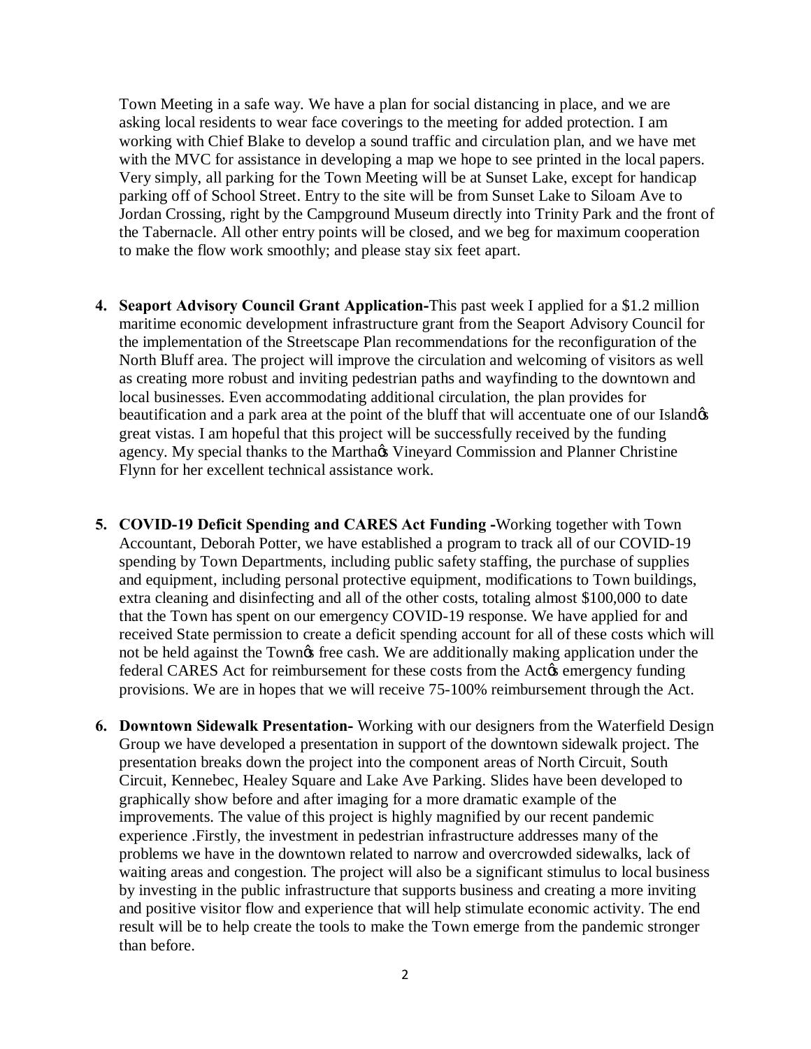Town Meeting in a safe way. We have a plan for social distancing in place, and we are asking local residents to wear face coverings to the meeting for added protection. I am working with Chief Blake to develop a sound traffic and circulation plan, and we have met with the MVC for assistance in developing a map we hope to see printed in the local papers. Very simply, all parking for the Town Meeting will be at Sunset Lake, except for handicap parking off of School Street. Entry to the site will be from Sunset Lake to Siloam Ave to Jordan Crossing, right by the Campground Museum directly into Trinity Park and the front of the Tabernacle. All other entry points will be closed, and we beg for maximum cooperation to make the flow work smoothly; and please stay six feet apart.

4. **Seaport Advisory Council Grant Application-**This past week I applied for a $1.2 million maritime economic development infrastructure grant from the Seaport Advisory Council for the implementation of the Streetscape Plan recommendations for the reconfiguration of the North Bluff area. The project will improve the circulation and welcoming of visitors as well as creating more robust and inviting pedestrian paths and wayfinding to the downtown and local businesses. Even accommodating additional circulation, the plan provides for beautification and a park area at the point of the bluff that will accentuate one of our Island's great vistas. I am hopeful that this project will be successfully received by the funding agency. My special thanks to the Martha's Vineyard Commission and Planner Christine Flynn for her excellent technical assistance work.

5. **COVID-19 Deficit Spending and CARES Act Funding -**Working together with Town Accountant, Deborah Potter, we have established a program to track all of our COVID-19 spending by Town Departments, including public safety staffing, the purchase of supplies and equipment, including personal protective equipment, modifications to Town buildings, extra cleaning and disinfecting and all of the other costs, totaling almost $100,000 to date that the Town has spent on our emergency COVID-19 response. We have applied for and received State permission to create a deficit spending account for all of these costs which will not be held against the Town's free cash. We are additionally making application under the federal CARES Act for reimbursement for these costs from the Act's emergency funding provisions. We are in hopes that we will receive 75-100% reimbursement through the Act.

6. **Downtown Sidewalk Presentation-** Working with our designers from the Waterfield Design Group we have developed a presentation in support of the downtown sidewalk project. The presentation breaks down the project into the component areas of North Circuit, South Circuit, Kennebec, Healey Square and Lake Ave Parking. Slides have been developed to graphically show before and after imaging for a more dramatic example of the improvements. The value of this project is highly magnified by our recent pandemic experience .Firstly, the investment in pedestrian infrastructure addresses many of the problems we have in the downtown related to narrow and overcrowded sidewalks, lack of waiting areas and congestion. The project will also be a significant stimulus to local business by investing in the public infrastructure that supports business and creating a more inviting and positive visitor flow and experience that will help stimulate economic activity. The end result will be to help create the tools to make the Town emerge from the pandemic stronger than before.